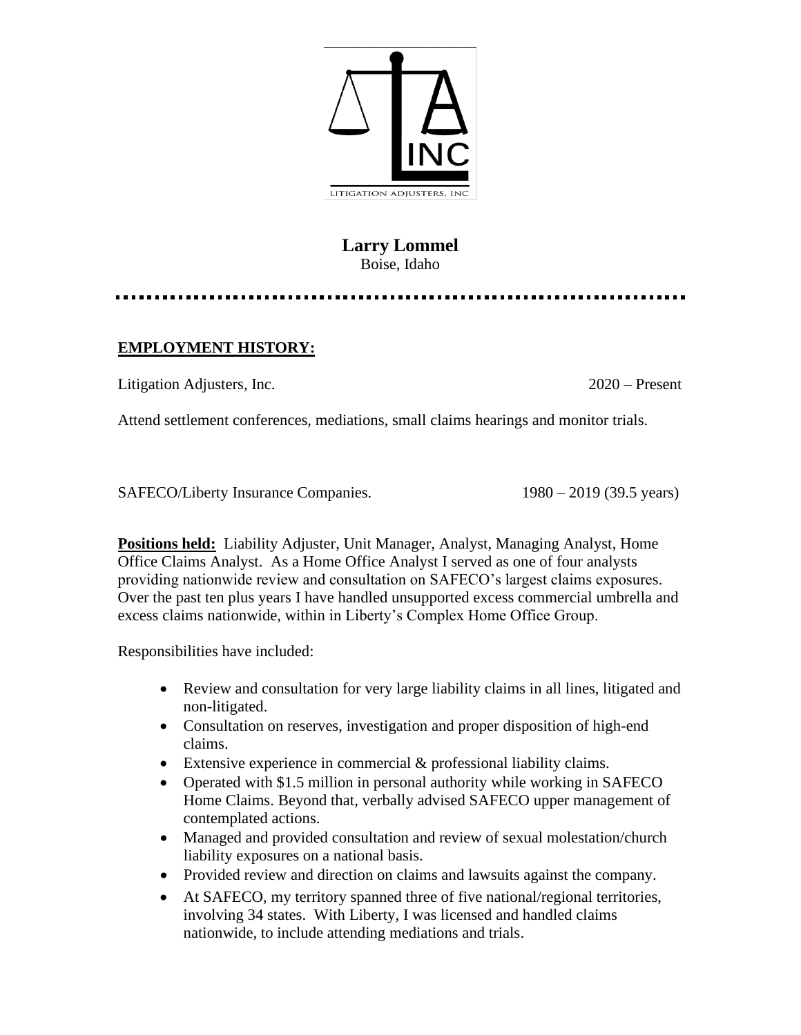# Larry Lommel

Boise, Idaho

## **EMPLOYMENT HISTORY:**

Litigation Adjusters, Inc. 2020 – Present

Attend settlement conferences, mediations, small claims hearings and monitor trials.

SAFECO/Liberty Insurance Companies. 1980 – 2019 (39.5 years)

**Positions held:** Liability Adjuster, Unit Manager, Analyst, Managing Analyst, Home Office Claims Analyst. As a Home Office Analyst I served as one of four analysts providing nationwide review and consultation on SAFECO's largest claims exposures. Over the past ten plus years I have handled unsupported excess commercial umbrella and excess claims nationwide, within in Liberty's Complex Home Office Group.

Responsibilities have included:

- Review and consultation for very large liability claims in all lines, litigated and non-litigated.
- Consultation on reserves, investigation and proper disposition of high-end claims.
- Extensive experience in commercial & professional liability claims.
- Operated with $1.5 million in personal authority while working in SAFECO Home Claims. Beyond that, verbally advised SAFECO upper management of contemplated actions.
- Managed and provided consultation and review of sexual molestation/church liability exposures on a national basis.
- Provided review and direction on claims and lawsuits against the company.
- At SAFECO, my territory spanned three of five national/regional territories, involving 34 states. With Liberty, I was licensed and handled claims nationwide, to include attending mediations and trials.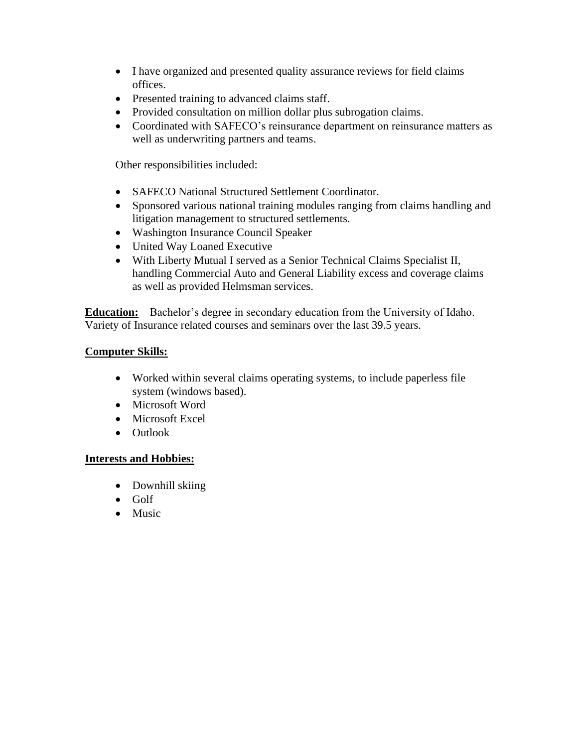- I have organized and presented quality assurance reviews for field claims offices.
- Presented training to advanced claims staff.
- Provided consultation on million dollar plus subrogation claims.
- Coordinated with SAFECO's reinsurance department on reinsurance matters as well as underwriting partners and teams.

Other responsibilities included:

- SAFECO National Structured Settlement Coordinator.
- Sponsored various national training modules ranging from claims handling and litigation management to structured settlements.
- Washington Insurance Council Speaker
- United Way Loaned Executive
- With Liberty Mutual I served as a Senior Technical Claims Specialist II, handling Commercial Auto and General Liability excess and coverage claims as well as provided Helmsman services.

**<u>Education:</u>** Bachelor's degree in secondary education from the University of Idaho. Variety of Insurance related courses and seminars over the last 39.5 years.

**<u>Computer Skills:</u>**

- Worked within several claims operating systems, to include paperless file system (windows based).
- Microsoft Word
- Microsoft Excel
- Outlook

**<u>Interests and Hobbies:</u>**

- Downhill skiing
- Golf
- Music